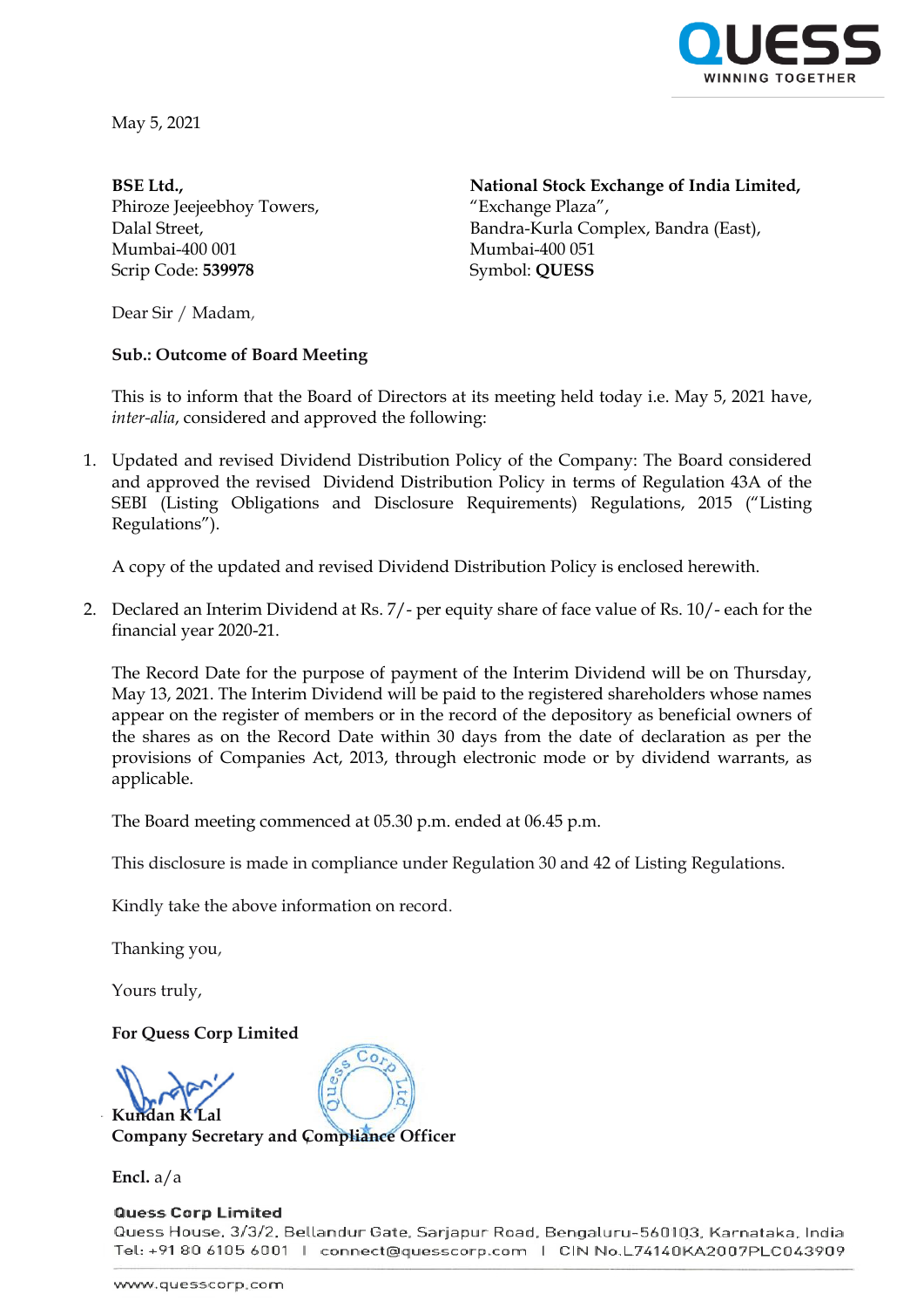May 5, 2021

**BSE Ltd.,**
Phiroze Jeejeebhoy Towers,
Dalal Street,
Mumbai-400 001
Scrip Code: **539978**

**National Stock Exchange of India Limited,**
"Exchange Plaza",
Bandra-Kurla Complex, Bandra (East),
Mumbai-400 051
Symbol: **QUESS**

Dear Sir / Madam,

**Sub.: Outcome of Board Meeting**

This is to inform that the Board of Directors at its meeting held today i.e. May 5, 2021 have, *inter-alia*, considered and approved the following:

1. Updated and revised Dividend Distribution Policy of the Company: The Board considered and approved the revised Dividend Distribution Policy in terms of Regulation 43A of the SEBI (Listing Obligations and Disclosure Requirements) Regulations, 2015 ("Listing Regulations").

   A copy of the updated and revised Dividend Distribution Policy is enclosed herewith.

2. Declared an Interim Dividend at Rs. 7/- per equity share of face value of Rs. 10/- each for the financial year 2020-21.

   The Record Date for the purpose of payment of the Interim Dividend will be on Thursday, May 13, 2021. The Interim Dividend will be paid to the registered shareholders whose names appear on the register of members or in the record of the depository as beneficial owners of the shares as on the Record Date within 30 days from the date of declaration as per the provisions of Companies Act, 2013, through electronic mode or by dividend warrants, as applicable.

   The Board meeting commenced at 05.30 p.m. ended at 06.45 p.m.

   This disclosure is made in compliance under Regulation 30 and 42 of Listing Regulations.

   Kindly take the above information on record.

   Thanking you,

   Yours truly,

   **For Quess Corp Limited**

   **Kundan K Lal**
   **Company Secretary and Compliance Officer**

   **Encl.** a/a

**Quess Corp Limited**
Quess House, 3/3/2, Bellandur Gate, Sarjapur Road, Bengaluru-560103, Karnataka, India
Tel: +91 80 6105 6001 | connect@quesscorp.com | CIN No.L74140KA2007PLC043909

www.quesscorp.com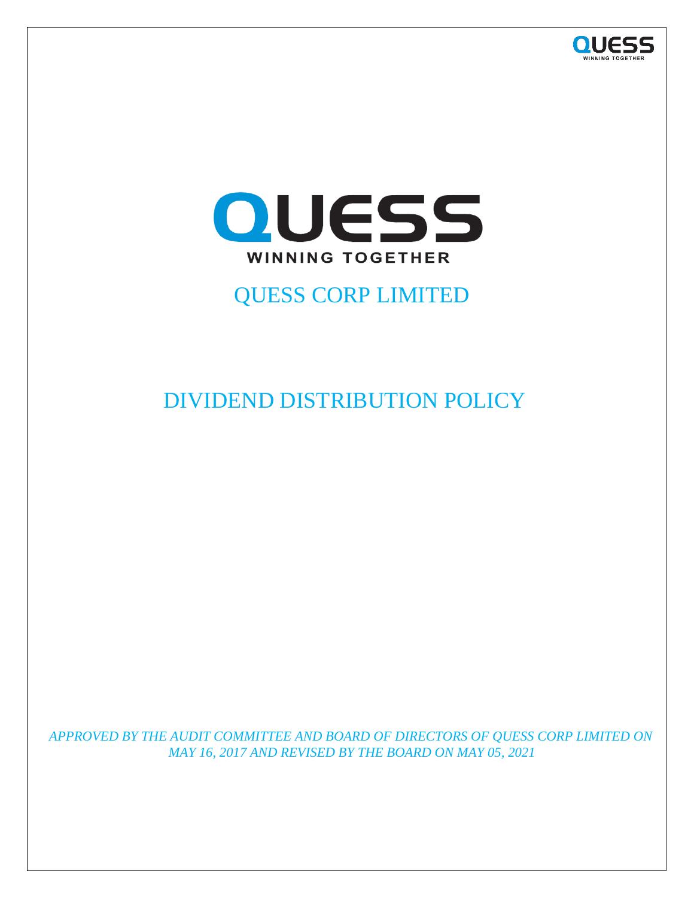QUESS

WINNING TOGETHER

# QUESS CORP LIMITED

# DIVIDEND DISTRIBUTION POLICY

*APPROVED BY THE AUDIT COMMITTEE AND BOARD OF DIRECTORS OF QUESS CORP LIMITED ON MAY 16, 2017 AND REVISED BY THE BOARD ON MAY 05, 2021*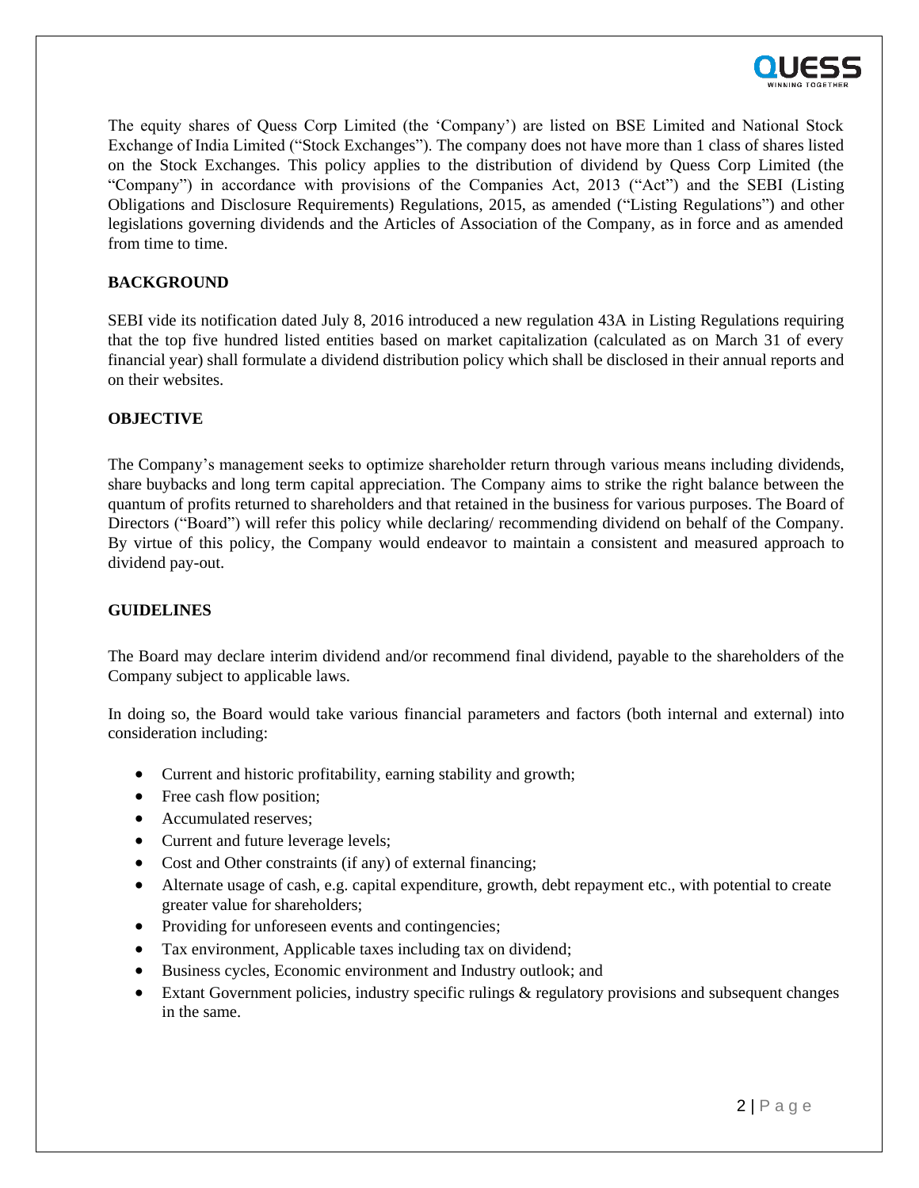The equity shares of Quess Corp Limited (the 'Company') are listed on BSE Limited and National Stock Exchange of India Limited ("Stock Exchanges"). The company does not have more than 1 class of shares listed on the Stock Exchanges. This policy applies to the distribution of dividend by Quess Corp Limited (the "Company") in accordance with provisions of the Companies Act, 2013 ("Act") and the SEBI (Listing Obligations and Disclosure Requirements) Regulations, 2015, as amended ("Listing Regulations") and other legislations governing dividends and the Articles of Association of the Company, as in force and as amended from time to time.

**BACKGROUND**

SEBI vide its notification dated July 8, 2016 introduced a new regulation 43A in Listing Regulations requiring that the top five hundred listed entities based on market capitalization (calculated as on March 31 of every financial year) shall formulate a dividend distribution policy which shall be disclosed in their annual reports and on their websites.

**OBJECTIVE**

The Company's management seeks to optimize shareholder return through various means including dividends, share buybacks and long term capital appreciation. The Company aims to strike the right balance between the quantum of profits returned to shareholders and that retained in the business for various purposes. The Board of Directors ("Board") will refer this policy while declaring/ recommending dividend on behalf of the Company. By virtue of this policy, the Company would endeavor to maintain a consistent and measured approach to dividend pay-out.

**GUIDELINES**

The Board may declare interim dividend and/or recommend final dividend, payable to the shareholders of the Company subject to applicable laws.

In doing so, the Board would take various financial parameters and factors (both internal and external) into consideration including:

- Current and historic profitability, earning stability and growth;
- Free cash flow position;
- Accumulated reserves;
- Current and future leverage levels;
- Cost and Other constraints (if any) of external financing;
- Alternate usage of cash, e.g. capital expenditure, growth, debt repayment etc., with potential to create greater value for shareholders;
- Providing for unforeseen events and contingencies;
- Tax environment, Applicable taxes including tax on dividend;
- Business cycles, Economic environment and Industry outlook; and
- Extant Government policies, industry specific rulings & regulatory provisions and subsequent changes in the same.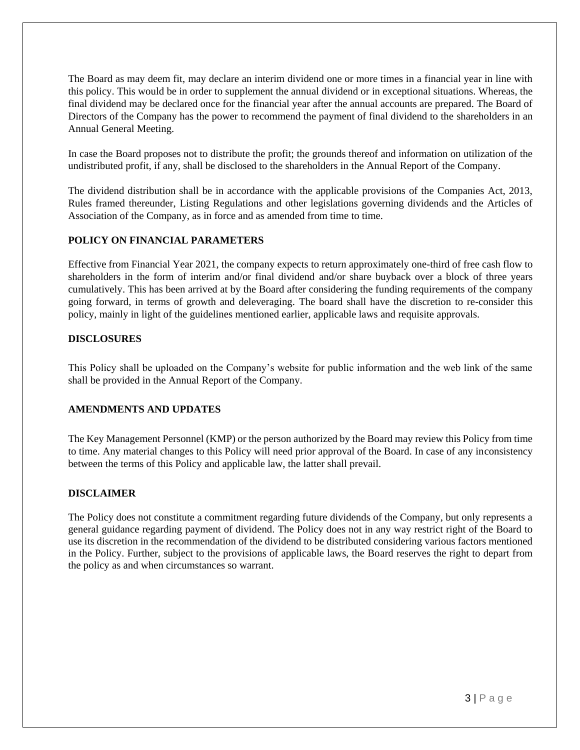The Board as may deem fit, may declare an interim dividend one or more times in a financial year in line with this policy. This would be in order to supplement the annual dividend or in exceptional situations. Whereas, the final dividend may be declared once for the financial year after the annual accounts are prepared. The Board of Directors of the Company has the power to recommend the payment of final dividend to the shareholders in an Annual General Meeting.

In case the Board proposes not to distribute the profit; the grounds thereof and information on utilization of the undistributed profit, if any, shall be disclosed to the shareholders in the Annual Report of the Company.

The dividend distribution shall be in accordance with the applicable provisions of the Companies Act, 2013, Rules framed thereunder, Listing Regulations and other legislations governing dividends and the Articles of Association of the Company, as in force and as amended from time to time.

## POLICY ON FINANCIAL PARAMETERS

Effective from Financial Year 2021, the company expects to return approximately one-third of free cash flow to shareholders in the form of interim and/or final dividend and/or share buyback over a block of three years cumulatively. This has been arrived at by the Board after considering the funding requirements of the company going forward, in terms of growth and deleveraging. The board shall have the discretion to re-consider this policy, mainly in light of the guidelines mentioned earlier, applicable laws and requisite approvals.

## DISCLOSURES

This Policy shall be uploaded on the Company's website for public information and the web link of the same shall be provided in the Annual Report of the Company.

## AMENDMENTS AND UPDATES

The Key Management Personnel (KMP) or the person authorized by the Board may review this Policy from time to time. Any material changes to this Policy will need prior approval of the Board. In case of any inconsistency between the terms of this Policy and applicable law, the latter shall prevail.

## DISCLAIMER

The Policy does not constitute a commitment regarding future dividends of the Company, but only represents a general guidance regarding payment of dividend. The Policy does not in any way restrict right of the Board to use its discretion in the recommendation of the dividend to be distributed considering various factors mentioned in the Policy. Further, subject to the provisions of applicable laws, the Board reserves the right to depart from the policy as and when circumstances so warrant.